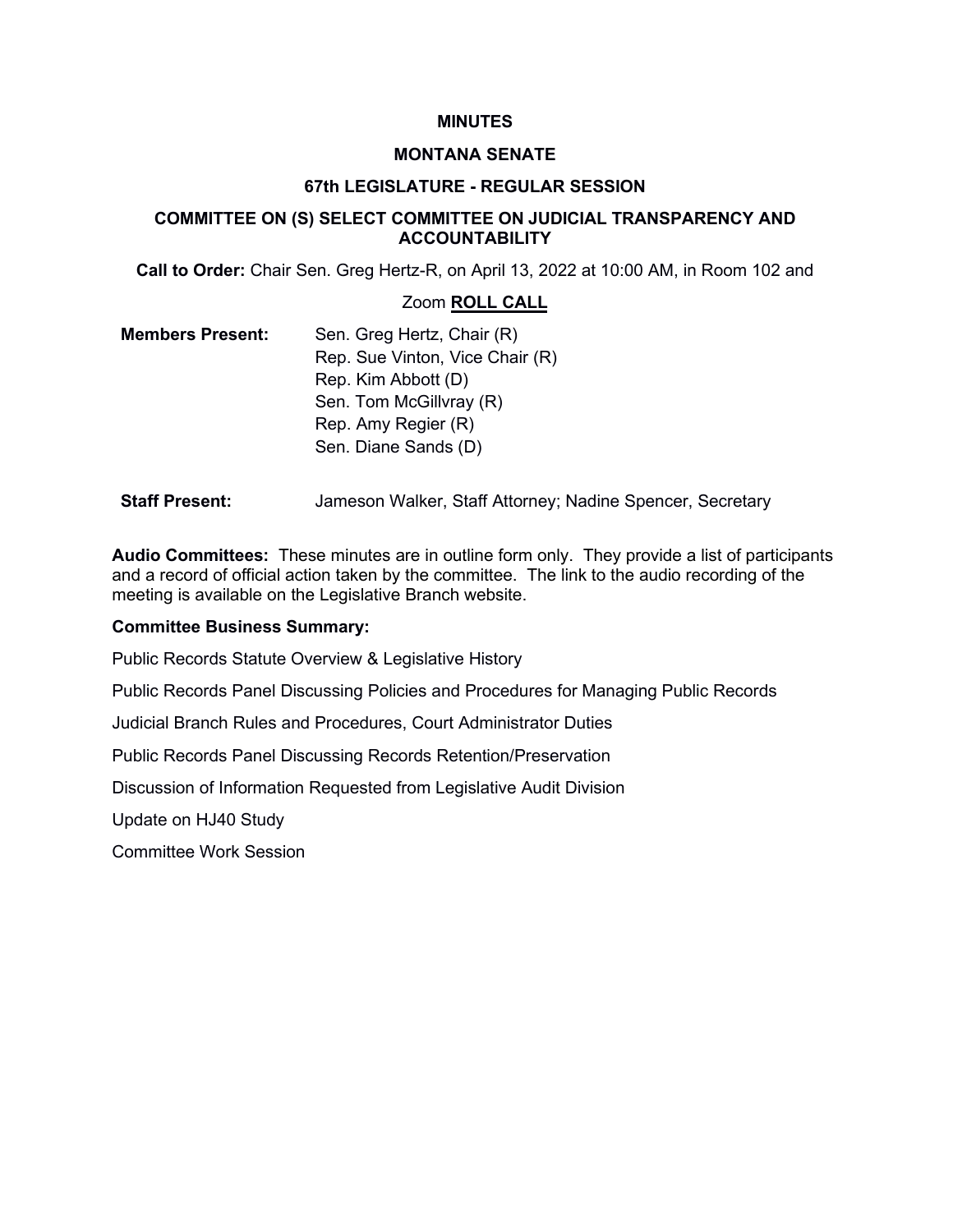**MINUTES**

**MONTANA SENATE**

**67th LEGISLATURE - REGULAR SESSION**

**COMMITTEE ON (S) SELECT COMMITTEE ON JUDICIAL TRANSPARENCY AND ACCOUNTABILITY**

**Call to Order:** Chair Sen. Greg Hertz-R, on April 13, 2022 at 10:00 AM, in Room 102 and Zoom **ROLL CALL**

**Members Present:**
Sen. Greg Hertz, Chair (R)
Rep. Sue Vinton, Vice Chair (R)
Rep. Kim Abbott (D)
Sen. Tom McGillvray (R)
Rep. Amy Regier (R)
Sen. Diane Sands (D)

**Staff Present:** Jameson Walker, Staff Attorney; Nadine Spencer, Secretary

**Audio Committees:** These minutes are in outline form only. They provide a list of participants and a record of official action taken by the committee. The link to the audio recording of the meeting is available on the Legislative Branch website.

**Committee Business Summary:**

Public Records Statute Overview & Legislative History

Public Records Panel Discussing Policies and Procedures for Managing Public Records

Judicial Branch Rules and Procedures, Court Administrator Duties

Public Records Panel Discussing Records Retention/Preservation

Discussion of Information Requested from Legislative Audit Division

Update on HJ40 Study

Committee Work Session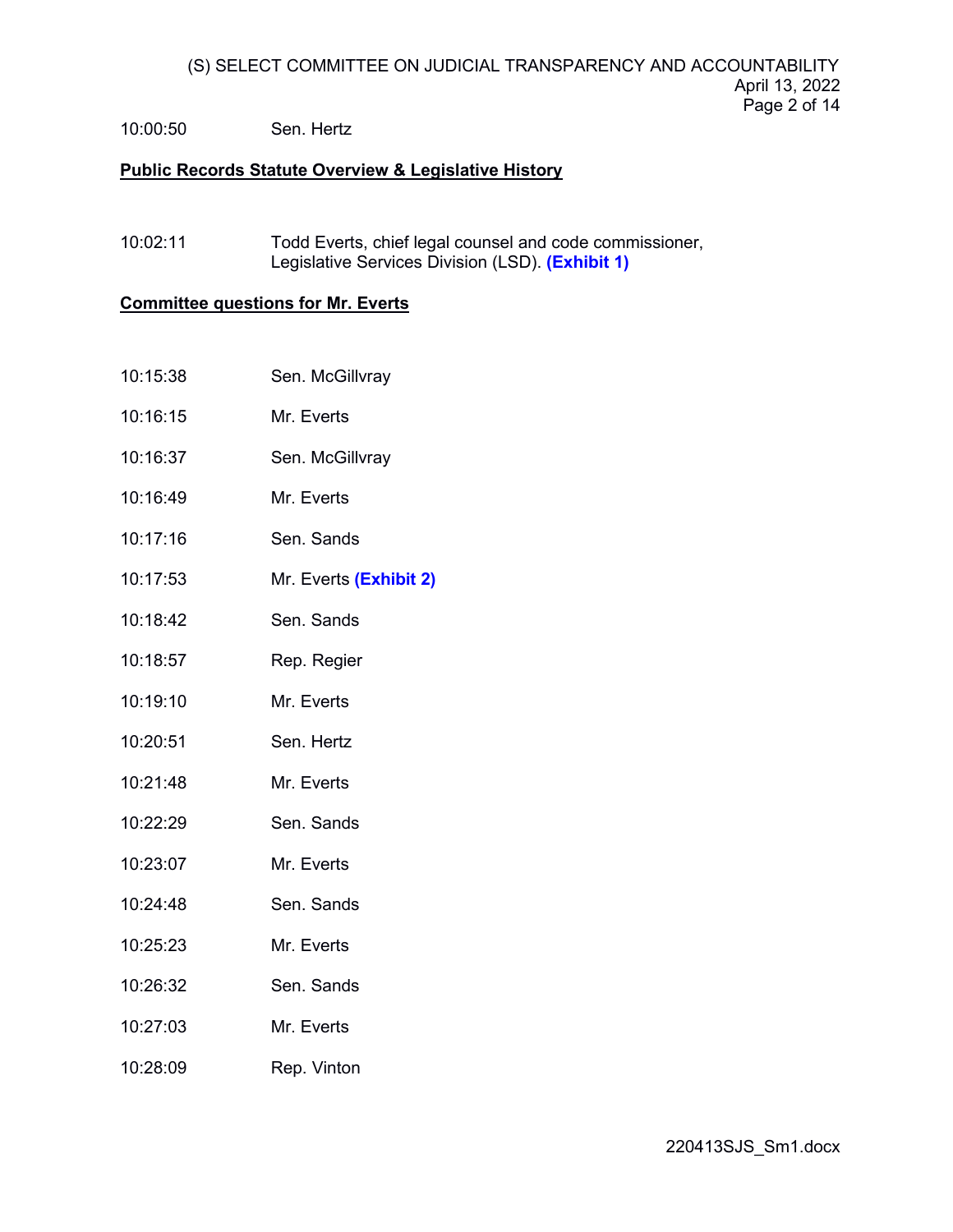10:00:50 Sen. Hertz

**Public Records Statute Overview & Legislative History**

10:02:11 Todd Everts, chief legal counsel and code commissioner, Legislative Services Division (LSD). **(Exhibit 1)**

**Committee questions for Mr. Everts**

10:15:38 Sen. McGillvray

10:16:15 Mr. Everts

10:16:37 Sen. McGillvray

10:16:49 Mr. Everts

10:17:16 Sen. Sands

10:17:53 Mr. Everts **(Exhibit 2)**

10:18:42 Sen. Sands

10:18:57 Rep. Regier

10:19:10 Mr. Everts

10:20:51 Sen. Hertz

10:21:48 Mr. Everts

10:22:29 Sen. Sands

10:23:07 Mr. Everts

10:24:48 Sen. Sands

10:25:23 Mr. Everts

10:26:32 Sen. Sands

10:27:03 Mr. Everts

10:28:09 Rep. Vinton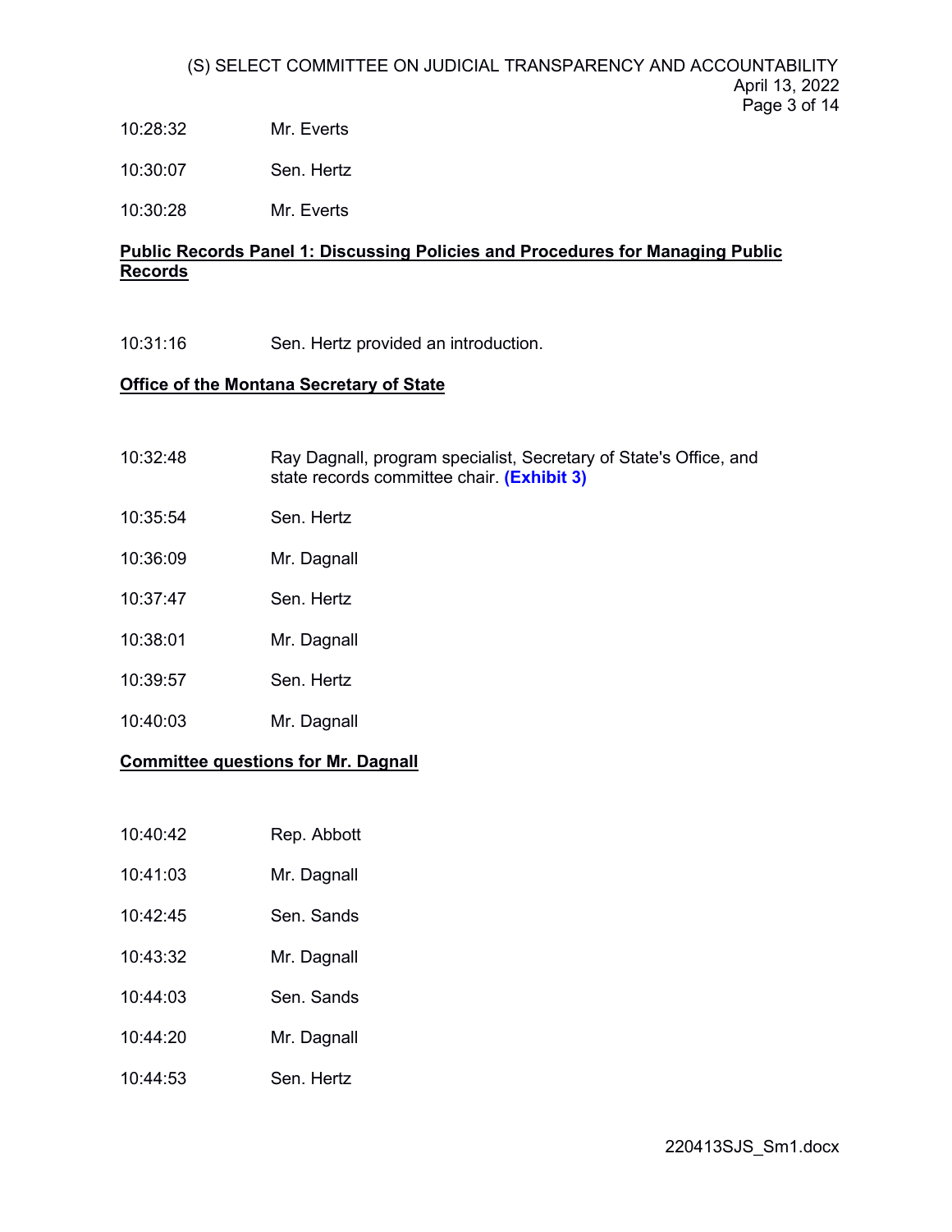10:28:32 Mr. Everts

10:30:07 Sen. Hertz

10:30:28 Mr. Everts

**Public Records Panel 1: Discussing Policies and Procedures for Managing Public Records**

10:31:16 Sen. Hertz provided an introduction.

**Office of the Montana Secretary of State**

10:32:48 Ray Dagnall, program specialist, Secretary of State's Office, and state records committee chair. **(Exhibit 3)**

10:35:54 Sen. Hertz

10:36:09 Mr. Dagnall

10:37:47 Sen. Hertz

10:38:01 Mr. Dagnall

10:39:57 Sen. Hertz

10:40:03 Mr. Dagnall

**Committee questions for Mr. Dagnall**

10:40:42 Rep. Abbott

10:41:03 Mr. Dagnall

10:42:45 Sen. Sands

10:43:32 Mr. Dagnall

10:44:03 Sen. Sands

10:44:20 Mr. Dagnall

10:44:53 Sen. Hertz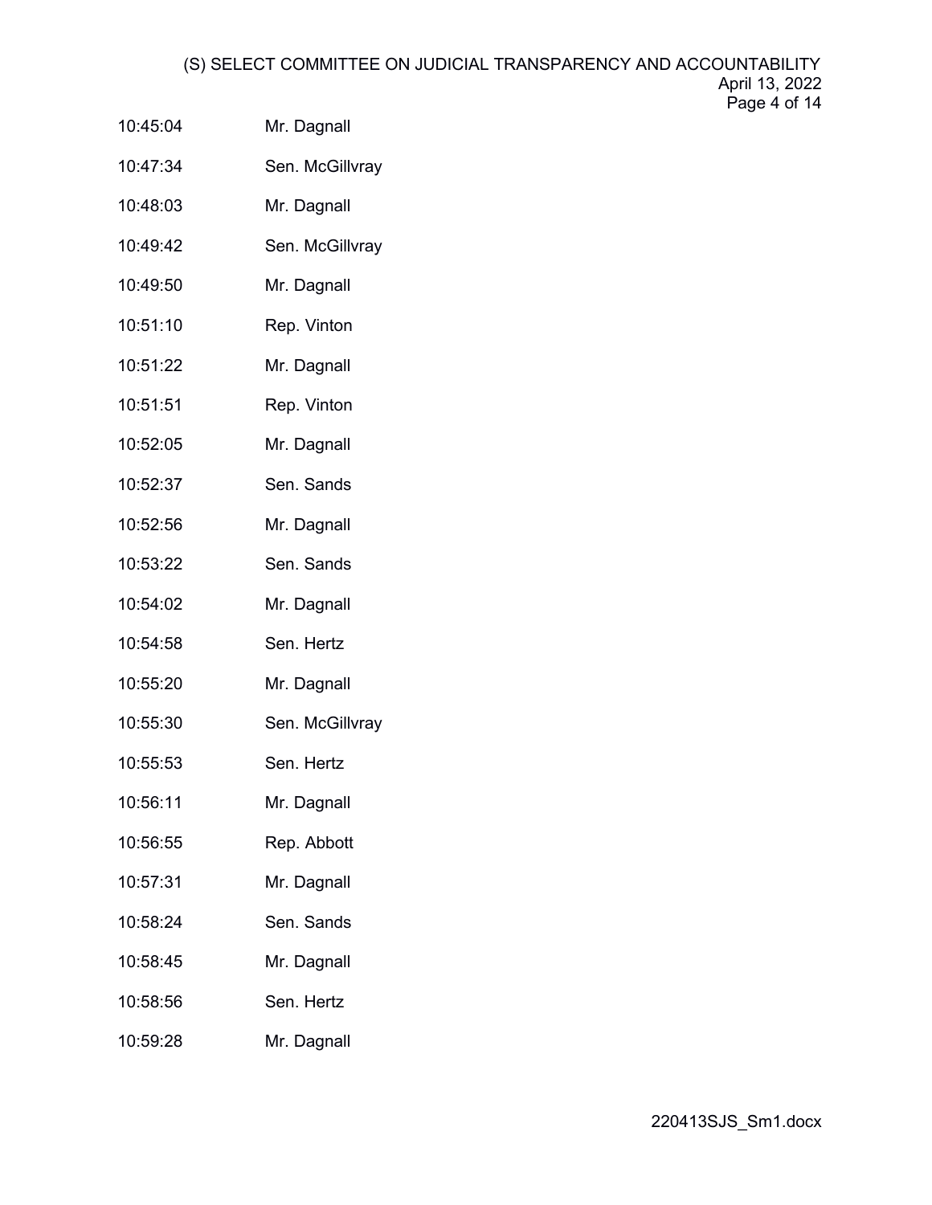| | |
|---|---|
| 10:45:04 | Mr. Dagnall |
| 10:47:34 | Sen. McGillvray |
| 10:48:03 | Mr. Dagnall |
| 10:49:42 | Sen. McGillvray |
| 10:49:50 | Mr. Dagnall |
| 10:51:10 | Rep. Vinton |
| 10:51:22 | Mr. Dagnall |
| 10:51:51 | Rep. Vinton |
| 10:52:05 | Mr. Dagnall |
| 10:52:37 | Sen. Sands |
| 10:52:56 | Mr. Dagnall |
| 10:53:22 | Sen. Sands |
| 10:54:02 | Mr. Dagnall |
| 10:54:58 | Sen. Hertz |
| 10:55:20 | Mr. Dagnall |
| 10:55:30 | Sen. McGillvray |
| 10:55:53 | Sen. Hertz |
| 10:56:11 | Mr. Dagnall |
| 10:56:55 | Rep. Abbott |
| 10:57:31 | Mr. Dagnall |
| 10:58:24 | Sen. Sands |
| 10:58:45 | Mr. Dagnall |
| 10:58:56 | Sen. Hertz |
| 10:59:28 | Mr. Dagnall |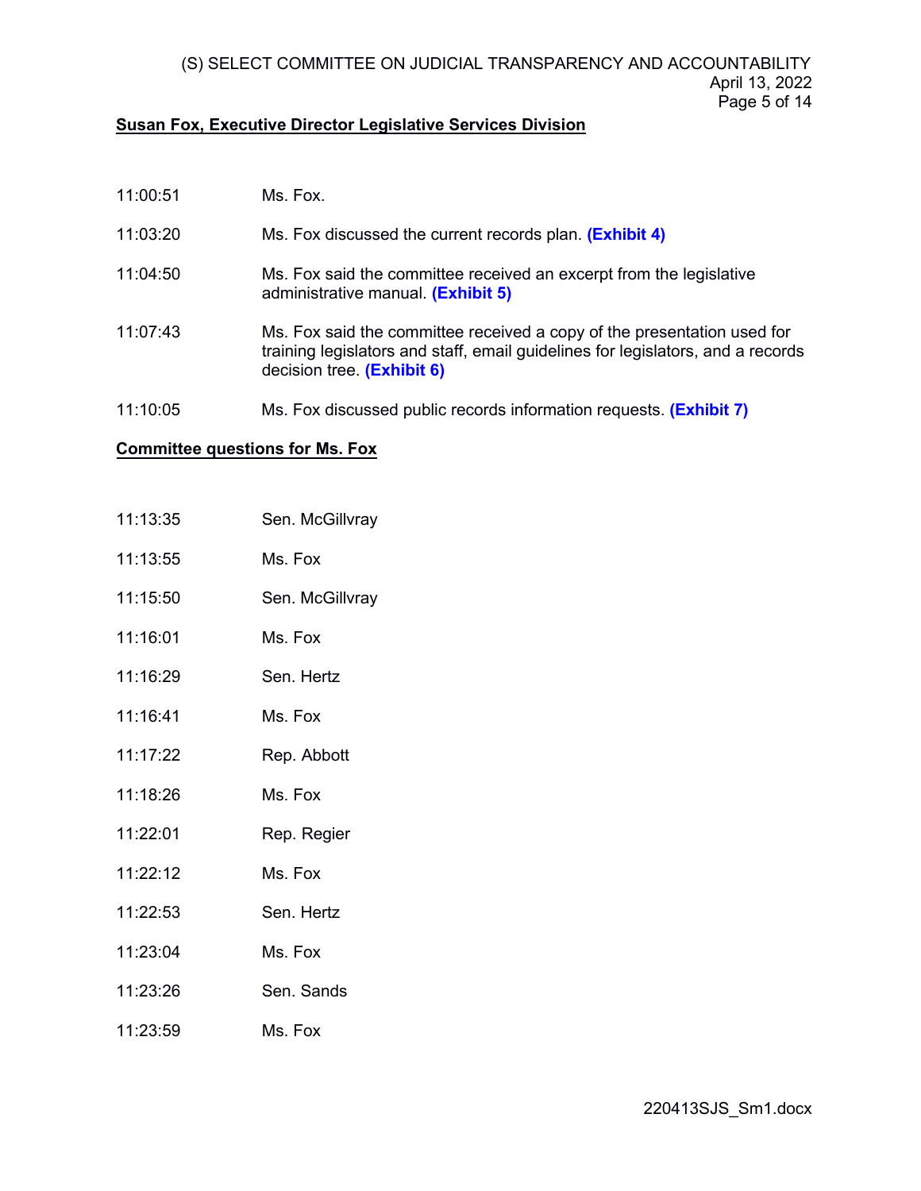**Susan Fox, Executive Director Legislative Services Division**

| | |
|---|---|
| 11:00:51 | Ms. Fox. |
| 11:03:20 | Ms. Fox discussed the current records plan. **(Exhibit 4)** |
| 11:04:50 | Ms. Fox said the committee received an excerpt from the legislative administrative manual. **(Exhibit 5)** |
| 11:07:43 | Ms. Fox said the committee received a copy of the presentation used for training legislators and staff, email guidelines for legislators, and a records decision tree. **(Exhibit 6)** |
| 11:10:05 | Ms. Fox discussed public records information requests. **(Exhibit 7)** |

**Committee questions for Ms. Fox**

| | |
|---|---|
| 11:13:35 | Sen. McGillvray |
| 11:13:55 | Ms. Fox |
| 11:15:50 | Sen. McGillvray |
| 11:16:01 | Ms. Fox |
| 11:16:29 | Sen. Hertz |
| 11:16:41 | Ms. Fox |
| 11:17:22 | Rep. Abbott |
| 11:18:26 | Ms. Fox |
| 11:22:01 | Rep. Regier |
| 11:22:12 | Ms. Fox |
| 11:22:53 | Sen. Hertz |
| 11:23:04 | Ms. Fox |
| 11:23:26 | Sen. Sands |
| 11:23:59 | Ms. Fox |

220413SJS_Sm1.docx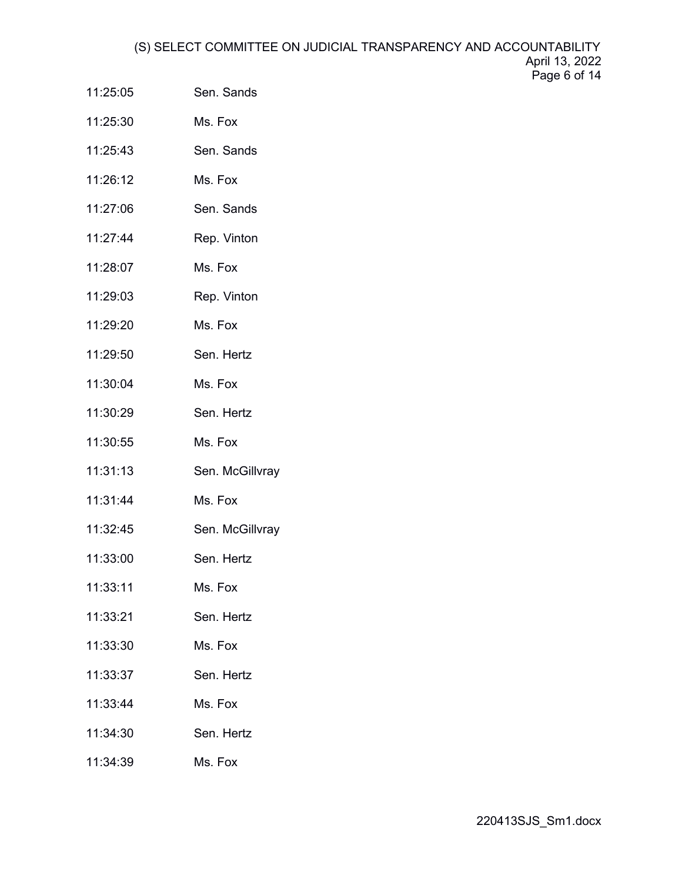| | |
|---|---|
| 11:25:05 | Sen. Sands |
| 11:25:30 | Ms. Fox |
| 11:25:43 | Sen. Sands |
| 11:26:12 | Ms. Fox |
| 11:27:06 | Sen. Sands |
| 11:27:44 | Rep. Vinton |
| 11:28:07 | Ms. Fox |
| 11:29:03 | Rep. Vinton |
| 11:29:20 | Ms. Fox |
| 11:29:50 | Sen. Hertz |
| 11:30:04 | Ms. Fox |
| 11:30:29 | Sen. Hertz |
| 11:30:55 | Ms. Fox |
| 11:31:13 | Sen. McGillvray |
| 11:31:44 | Ms. Fox |
| 11:32:45 | Sen. McGillvray |
| 11:33:00 | Sen. Hertz |
| 11:33:11 | Ms. Fox |
| 11:33:21 | Sen. Hertz |
| 11:33:30 | Ms. Fox |
| 11:33:37 | Sen. Hertz |
| 11:33:44 | Ms. Fox |
| 11:34:30 | Sen. Hertz |
| 11:34:39 | Ms. Fox |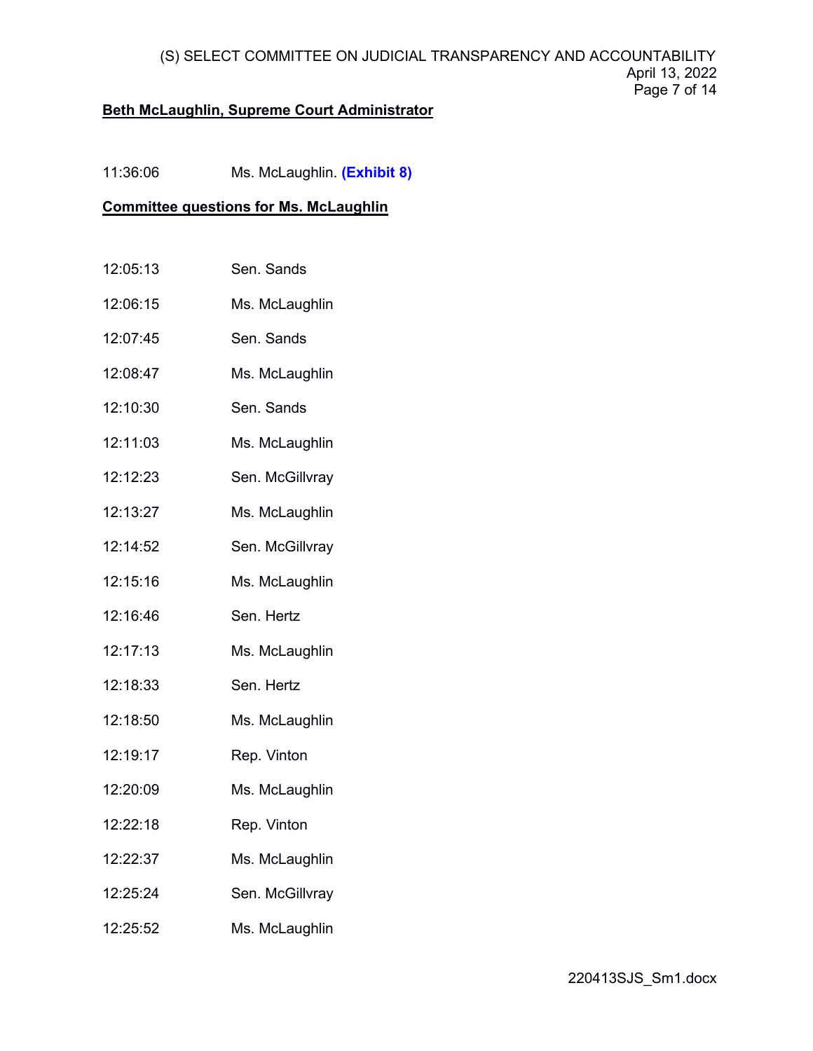**Beth McLaughlin, Supreme Court Administrator**

| | |
|---|---|
| 11:36:06 | Ms. McLaughlin. **(Exhibit 8)** |

**Committee questions for Ms. McLaughlin**

| | |
|---|---|
| 12:05:13 | Sen. Sands |
| 12:06:15 | Ms. McLaughlin |
| 12:07:45 | Sen. Sands |
| 12:08:47 | Ms. McLaughlin |
| 12:10:30 | Sen. Sands |
| 12:11:03 | Ms. McLaughlin |
| 12:12:23 | Sen. McGillvray |
| 12:13:27 | Ms. McLaughlin |
| 12:14:52 | Sen. McGillvray |
| 12:15:16 | Ms. McLaughlin |
| 12:16:46 | Sen. Hertz |
| 12:17:13 | Ms. McLaughlin |
| 12:18:33 | Sen. Hertz |
| 12:18:50 | Ms. McLaughlin |
| 12:19:17 | Rep. Vinton |
| 12:20:09 | Ms. McLaughlin |
| 12:22:18 | Rep. Vinton |
| 12:22:37 | Ms. McLaughlin |
| 12:25:24 | Sen. McGillvray |
| 12:25:52 | Ms. McLaughlin |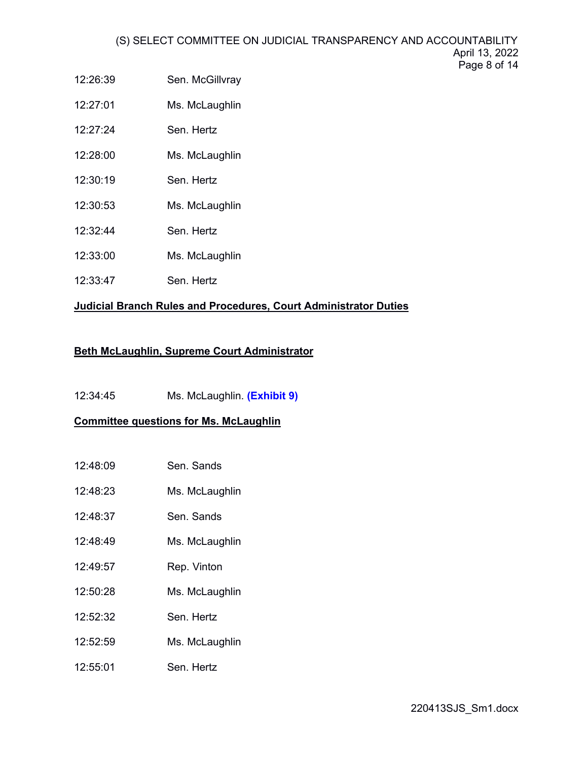12:26:39 Sen. McGillvray

12:27:01 Ms. McLaughlin

12:27:24 Sen. Hertz

12:28:00 Ms. McLaughlin

12:30:19 Sen. Hertz

12:30:53 Ms. McLaughlin

12:32:44 Sen. Hertz

12:33:00 Ms. McLaughlin

12:33:47 Sen. Hertz

**Judicial Branch Rules and Procedures, Court Administrator Duties**

**Beth McLaughlin, Supreme Court Administrator**

12:34:45 Ms. McLaughlin. **(Exhibit 9)**

**Committee questions for Ms. McLaughlin**

12:48:09 Sen. Sands

12:48:23 Ms. McLaughlin

12:48:37 Sen. Sands

12:48:49 Ms. McLaughlin

12:49:57 Rep. Vinton

12:50:28 Ms. McLaughlin

12:52:32 Sen. Hertz

12:52:59 Ms. McLaughlin

12:55:01 Sen. Hertz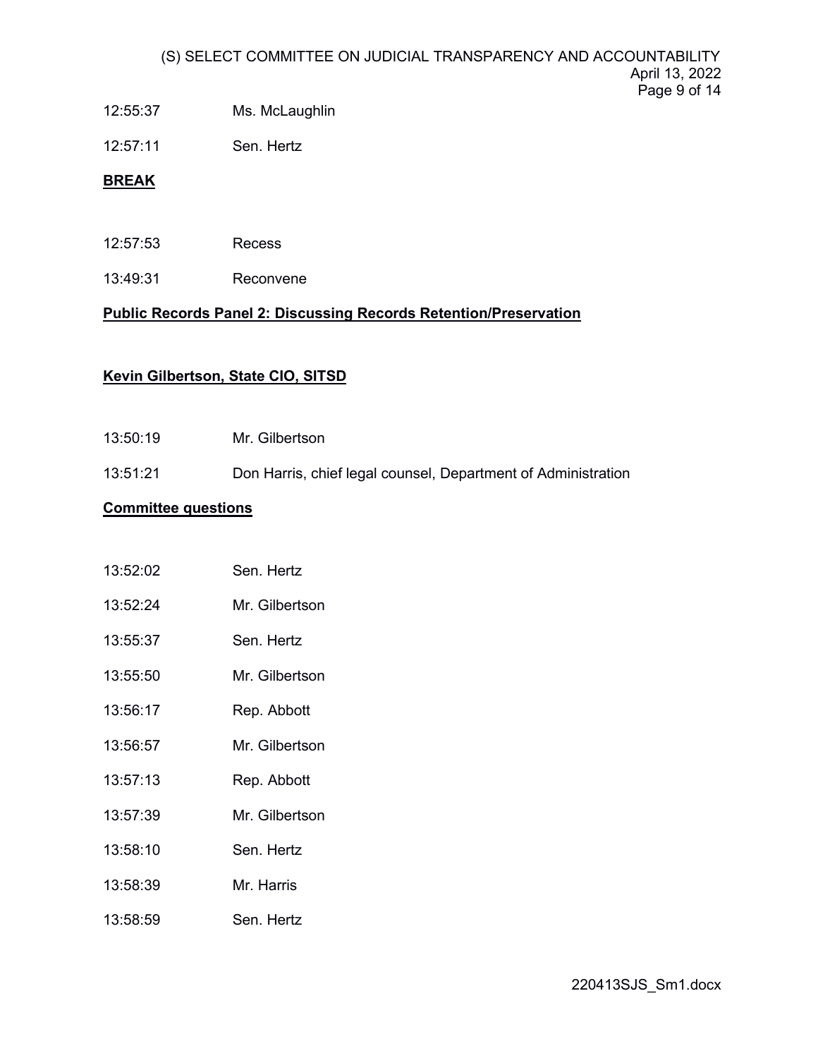12:55:37 Ms. McLaughlin

12:57:11 Sen. Hertz

**BREAK**

12:57:53 Recess

13:49:31 Reconvene

**Public Records Panel 2: Discussing Records Retention/Preservation**

**Kevin Gilbertson, State CIO, SITSD**

13:50:19 Mr. Gilbertson

13:51:21 Don Harris, chief legal counsel, Department of Administration

**Committee questions**

13:52:02 Sen. Hertz

13:52:24 Mr. Gilbertson

13:55:37 Sen. Hertz

13:55:50 Mr. Gilbertson

13:56:17 Rep. Abbott

13:56:57 Mr. Gilbertson

13:57:13 Rep. Abbott

13:57:39 Mr. Gilbertson

13:58:10 Sen. Hertz

13:58:39 Mr. Harris

13:58:59 Sen. Hertz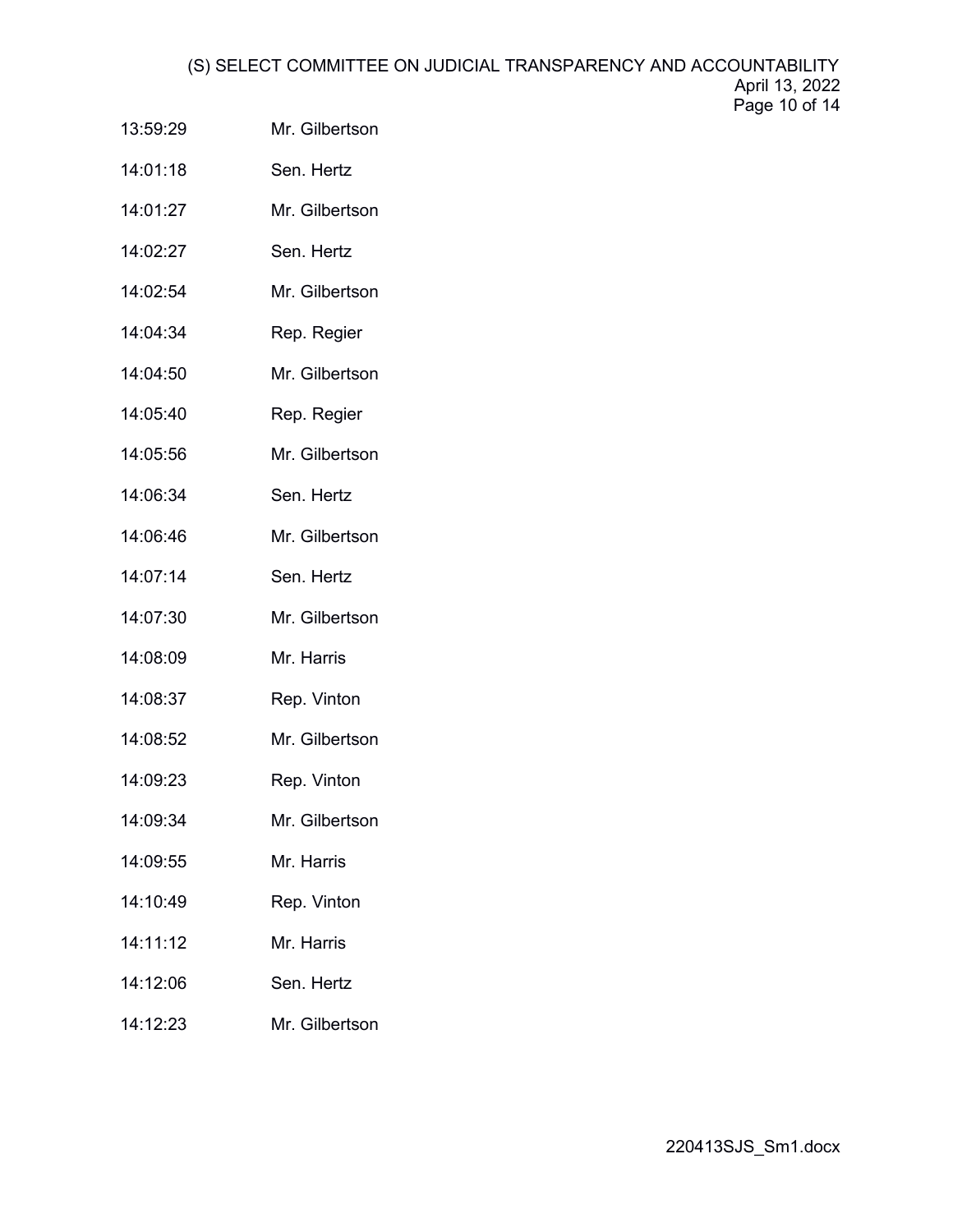| | |
|---|---|
| 13:59:29 | Mr. Gilbertson |
| 14:01:18 | Sen. Hertz |
| 14:01:27 | Mr. Gilbertson |
| 14:02:27 | Sen. Hertz |
| 14:02:54 | Mr. Gilbertson |
| 14:04:34 | Rep. Regier |
| 14:04:50 | Mr. Gilbertson |
| 14:05:40 | Rep. Regier |
| 14:05:56 | Mr. Gilbertson |
| 14:06:34 | Sen. Hertz |
| 14:06:46 | Mr. Gilbertson |
| 14:07:14 | Sen. Hertz |
| 14:07:30 | Mr. Gilbertson |
| 14:08:09 | Mr. Harris |
| 14:08:37 | Rep. Vinton |
| 14:08:52 | Mr. Gilbertson |
| 14:09:23 | Rep. Vinton |
| 14:09:34 | Mr. Gilbertson |
| 14:09:55 | Mr. Harris |
| 14:10:49 | Rep. Vinton |
| 14:11:12 | Mr. Harris |
| 14:12:06 | Sen. Hertz |
| 14:12:23 | Mr. Gilbertson |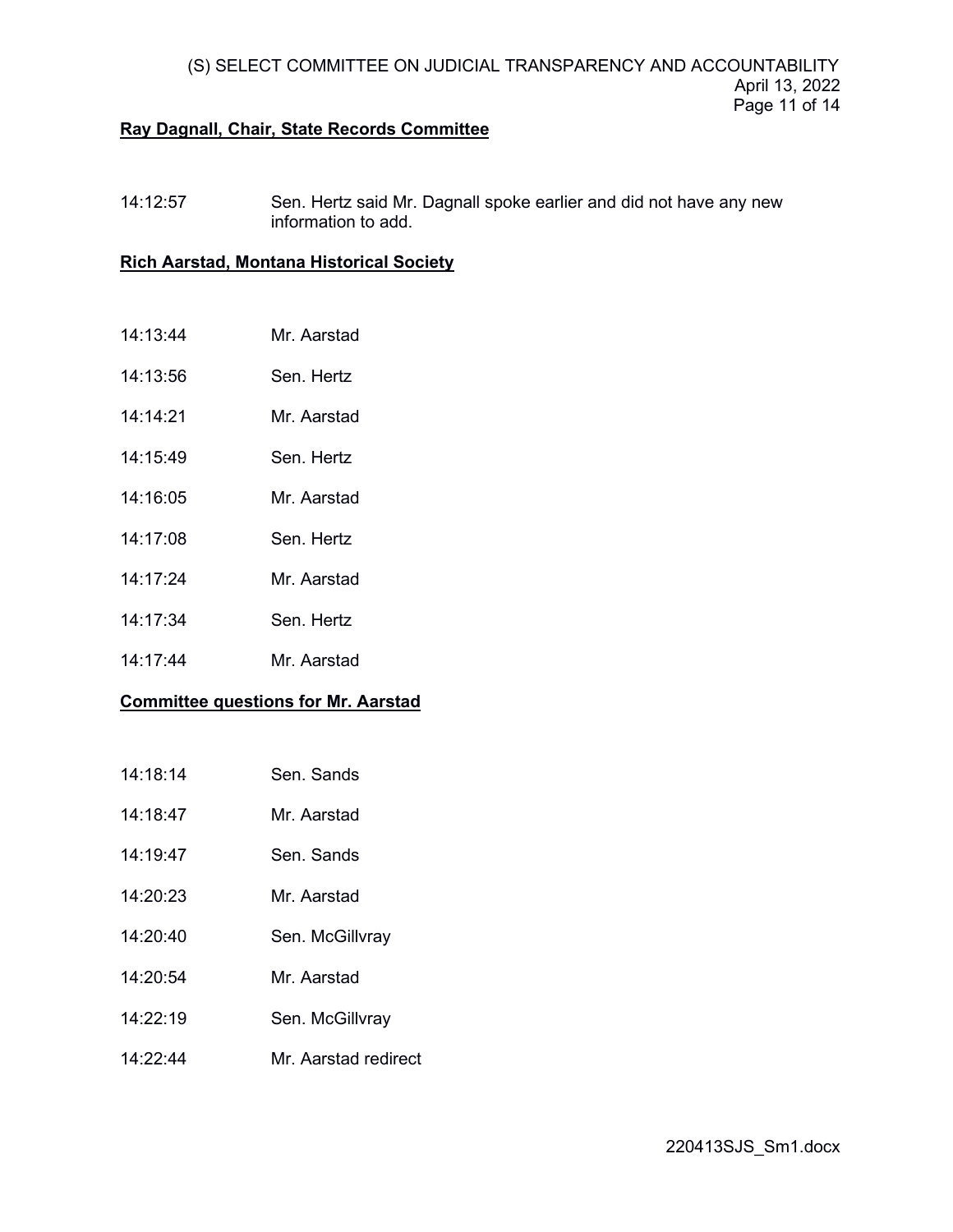### Ray Dagnall, Chair, State Records Committee

14:12:57 Sen. Hertz said Mr. Dagnall spoke earlier and did not have any new information to add.

### Rich Aarstad, Montana Historical Society

14:13:44 Mr. Aarstad

14:13:56 Sen. Hertz

14:14:21 Mr. Aarstad

14:15:49 Sen. Hertz

14:16:05 Mr. Aarstad

14:17:08 Sen. Hertz

14:17:24 Mr. Aarstad

14:17:34 Sen. Hertz

14:17:44 Mr. Aarstad

### Committee questions for Mr. Aarstad

14:18:14 Sen. Sands

14:18:47 Mr. Aarstad

14:19:47 Sen. Sands

14:20:23 Mr. Aarstad

14:20:40 Sen. McGillvray

14:20:54 Mr. Aarstad

14:22:19 Sen. McGillvray

14:22:44 Mr. Aarstad redirect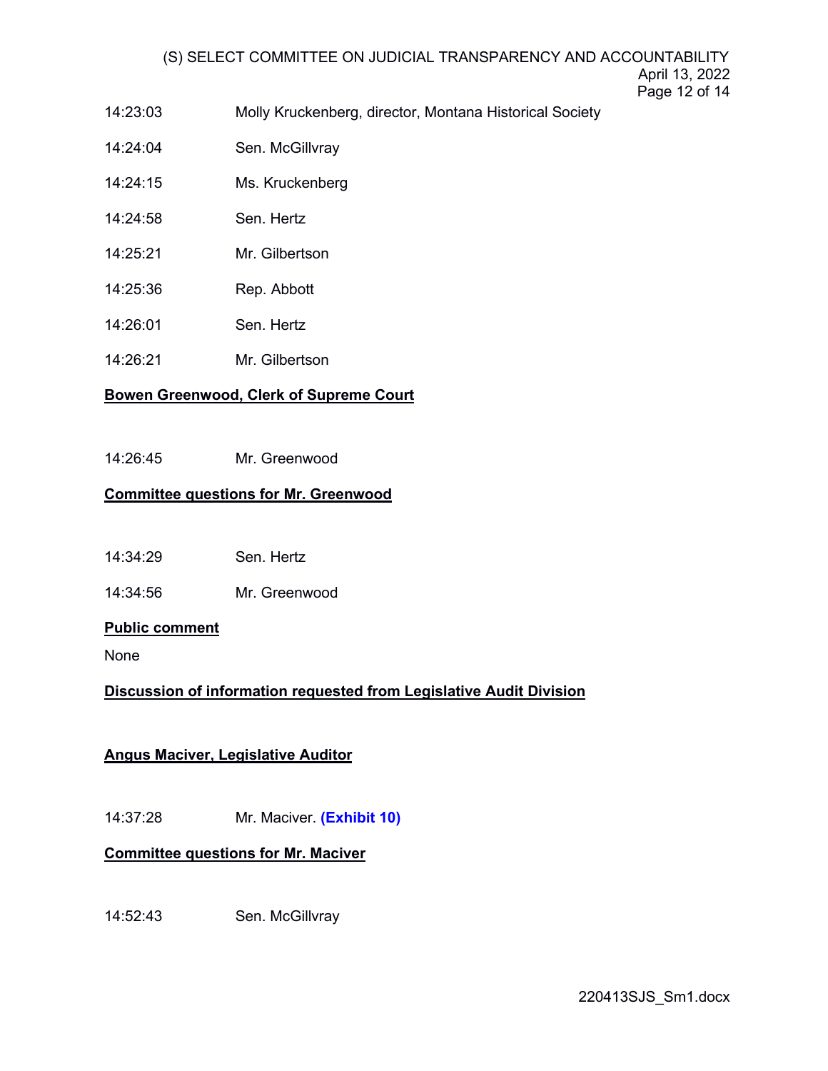14:23:03 Molly Kruckenberg, director, Montana Historical Society

14:24:04 Sen. McGillvray

14:24:15 Ms. Kruckenberg

14:24:58 Sen. Hertz

14:25:21 Mr. Gilbertson

14:25:36 Rep. Abbott

14:26:01 Sen. Hertz

14:26:21 Mr. Gilbertson

**Bowen Greenwood, Clerk of Supreme Court**

14:26:45 Mr. Greenwood

**Committee questions for Mr. Greenwood**

14:34:29 Sen. Hertz

14:34:56 Mr. Greenwood

**Public comment**

None

**Discussion of information requested from Legislative Audit Division**

**Angus Maciver, Legislative Auditor**

14:37:28 Mr. Maciver. **(Exhibit 10)**

**Committee questions for Mr. Maciver**

14:52:43 Sen. McGillvray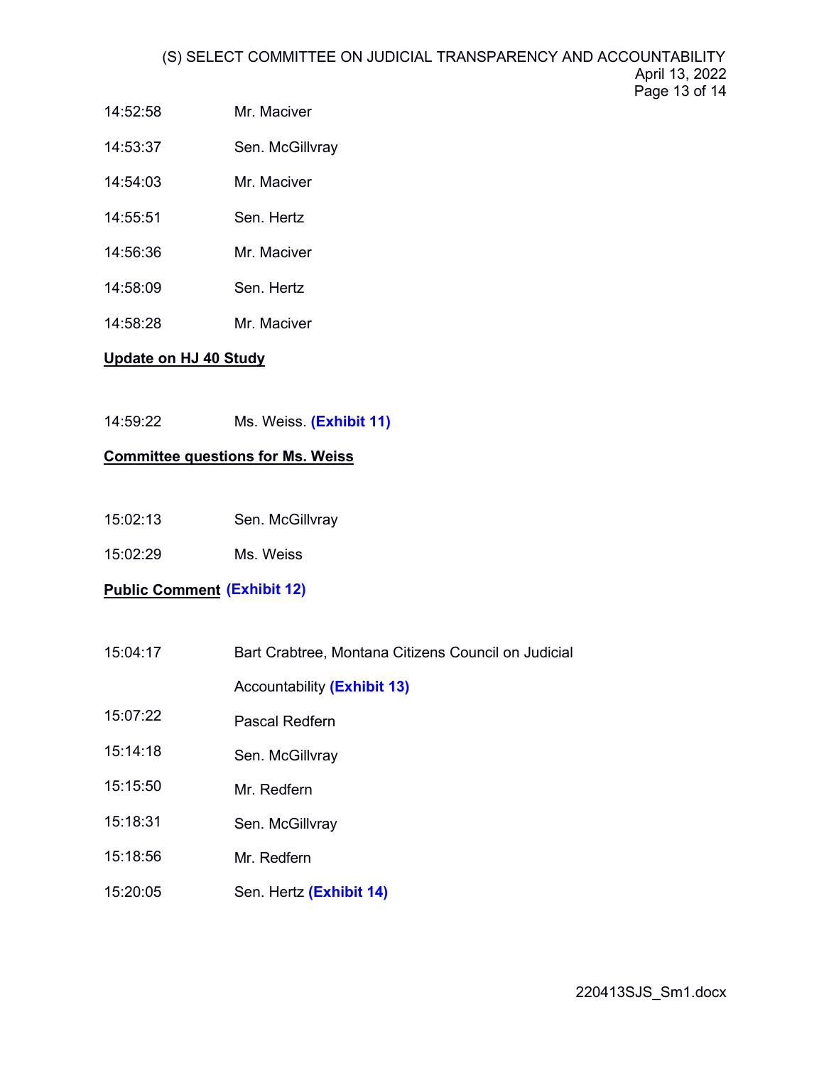14:52:58 Mr. Maciver

14:53:37 Sen. McGillvray

14:54:03 Mr. Maciver

14:55:51 Sen. Hertz

14:56:36 Mr. Maciver

14:58:09 Sen. Hertz

14:58:28 Mr. Maciver

**Update on HJ 40 Study**

14:59:22 Ms. Weiss. **(Exhibit 11)**

**Committee questions for Ms. Weiss**

15:02:13 Sen. McGillvray

15:02:29 Ms. Weiss

**Public Comment (Exhibit 12)**

15:04:17 Bart Crabtree, Montana Citizens Council on Judicial Accountability **(Exhibit 13)**

15:07:22 Pascal Redfern

15:14:18 Sen. McGillvray

15:15:50 Mr. Redfern

15:18:31 Sen. McGillvray

15:18:56 Mr. Redfern

15:20:05 Sen. Hertz **(Exhibit 14)**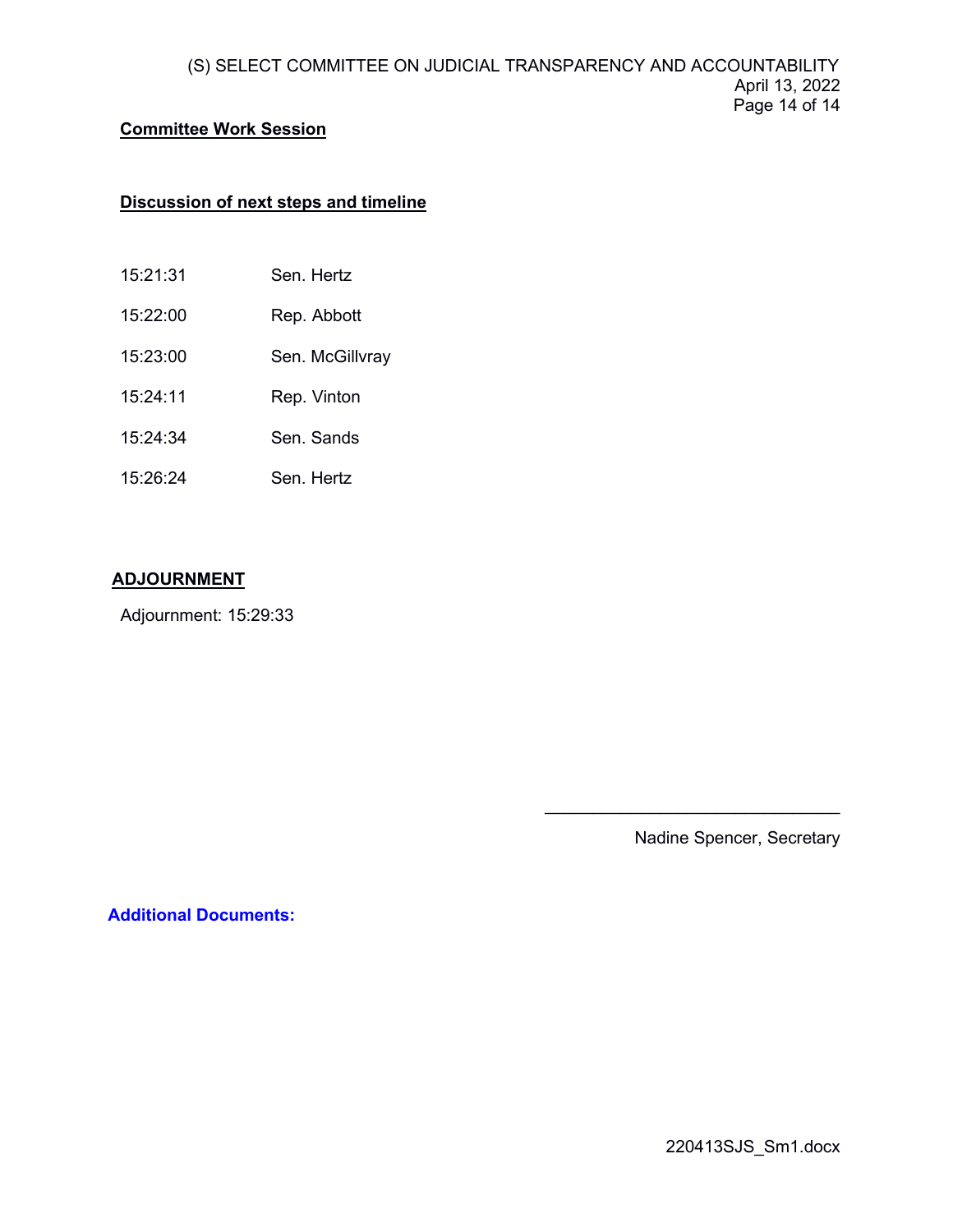**Committee Work Session**

**Discussion of next steps and timeline**

| | |
|---|---|
| 15:21:31 | Sen. Hertz |
| 15:22:00 | Rep. Abbott |
| 15:23:00 | Sen. McGillvray |
| 15:24:11 | Rep. Vinton |
| 15:24:34 | Sen. Sands |
| 15:26:24 | Sen. Hertz |

**ADJOURNMENT**

Adjournment: 15:29:33

________________________________

Nadine Spencer, Secretary

**Additional Documents:**

220413SJS_Sm1.docx